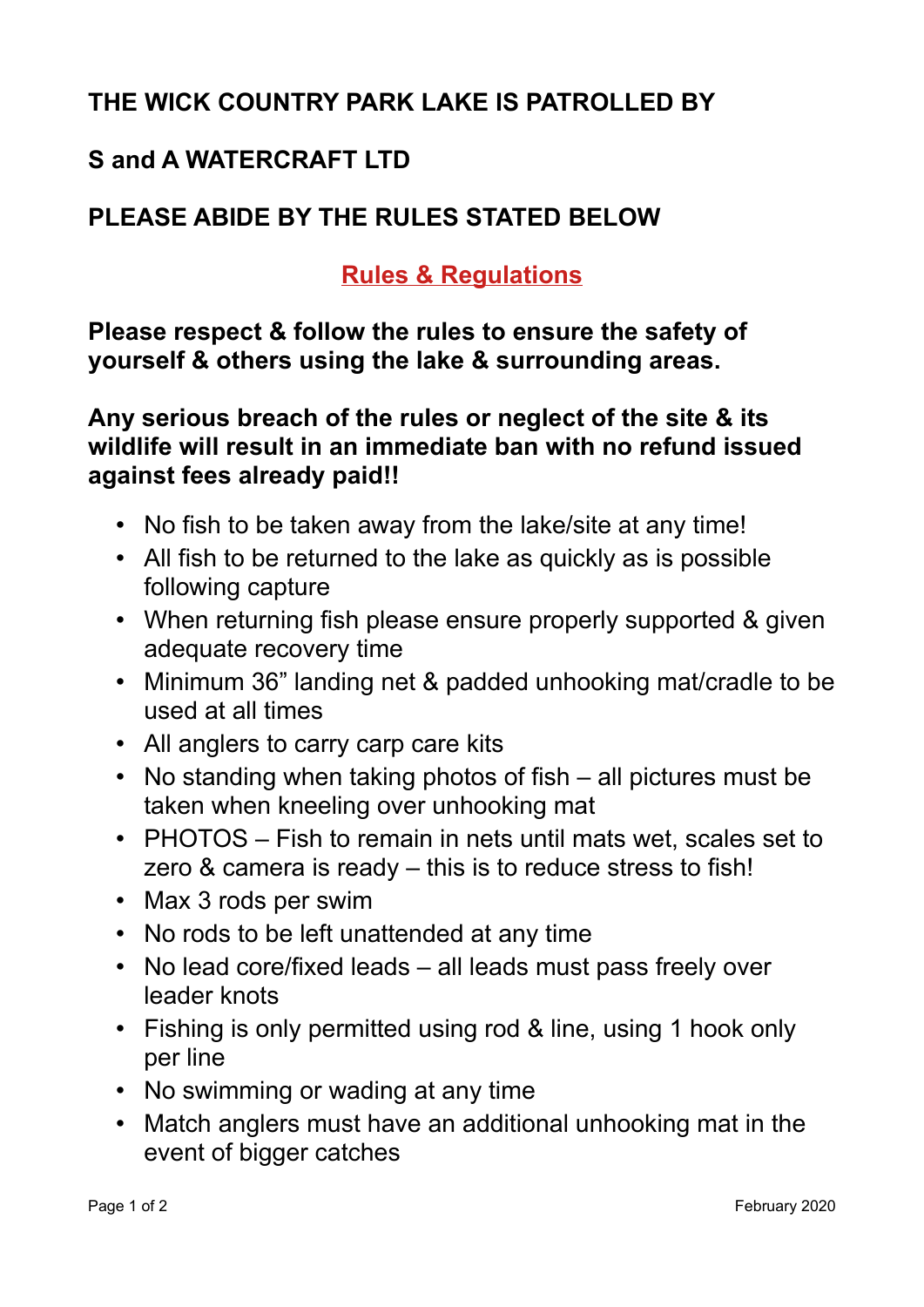**THE WICK COUNTRY PARK LAKE IS PATROLLED BY**

**S and A WATERCRAFT LTD**

**PLEASE ABIDE BY THE RULES STATED BELOW**

## Rules & Regulations

**Please respect & follow the rules to ensure the safety of yourself & others using the lake & surrounding areas.**

**Any serious breach of the rules or neglect of the site & its wildlife will result in an immediate ban with no refund issued against fees already paid!!**

- No fish to be taken away from the lake/site at any time!
- All fish to be returned to the lake as quickly as is possible following capture
- When returning fish please ensure properly supported & given adequate recovery time
- Minimum 36" landing net & padded unhooking mat/cradle to be used at all times
- All anglers to carry carp care kits
- No standing when taking photos of fish – all pictures must be taken when kneeling over unhooking mat
- PHOTOS – Fish to remain in nets until mats wet, scales set to zero & camera is ready – this is to reduce stress to fish!
- Max 3 rods per swim
- No rods to be left unattended at any time
- No lead core/fixed leads – all leads must pass freely over leader knots
- Fishing is only permitted using rod & line, using 1 hook only per line
- No swimming or wading at any time
- Match anglers must have an additional unhooking mat in the event of bigger catches

February 2020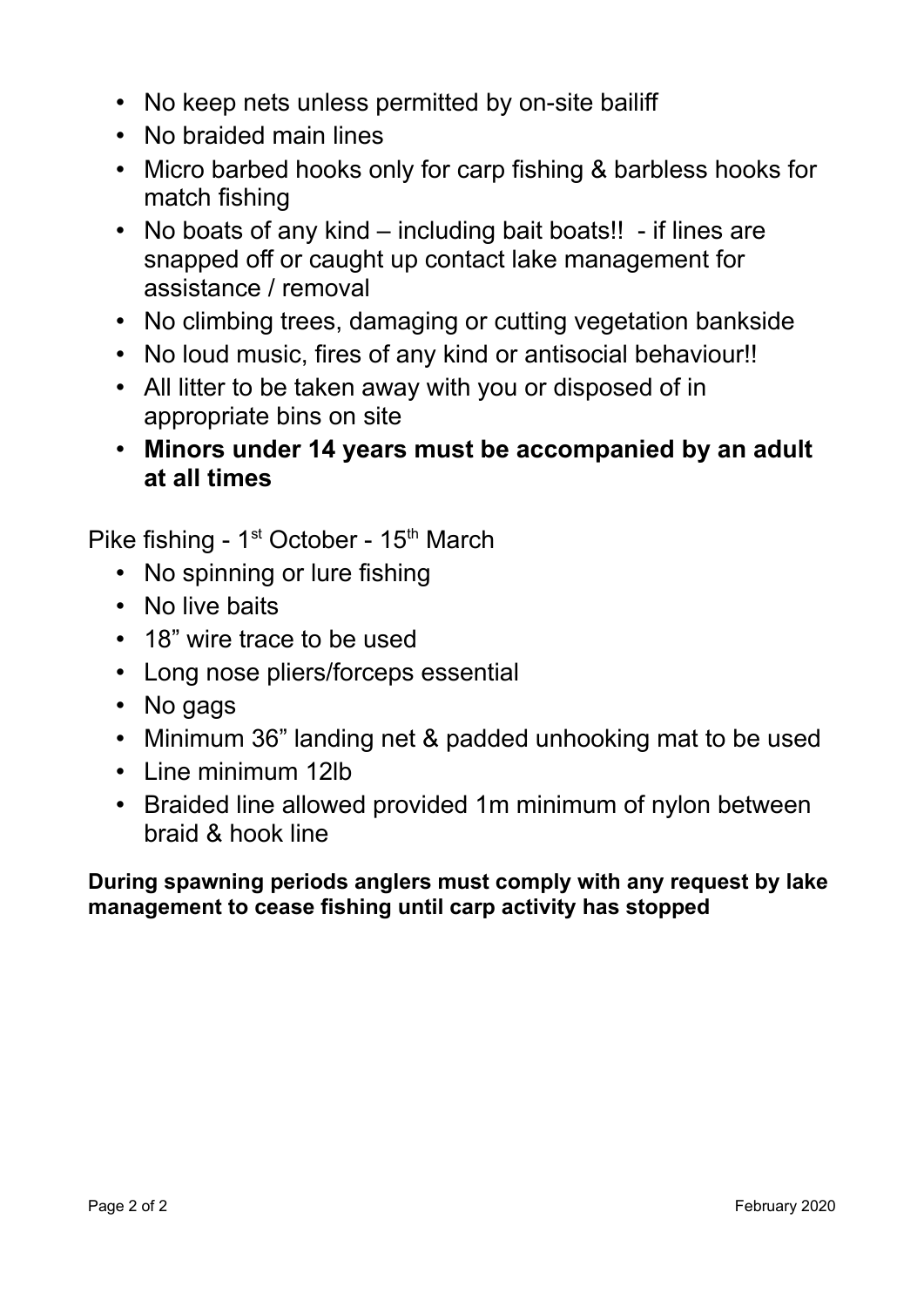- No keep nets unless permitted by on-site bailiff
- No braided main lines
- Micro barbed hooks only for carp fishing & barbless hooks for match fishing
- No boats of any kind – including bait boats!! - if lines are snapped off or caught up contact lake management for assistance / removal
- No climbing trees, damaging or cutting vegetation bankside
- No loud music, fires of any kind or antisocial behaviour!!
- All litter to be taken away with you or disposed of in appropriate bins on site
- **Minors under 14 years must be accompanied by an adult at all times**

Pike fishing - 1st October - 15th March

- No spinning or lure fishing
- No live baits
- 18" wire trace to be used
- Long nose pliers/forceps essential
- No gags
- Minimum 36" landing net & padded unhooking mat to be used
- Line minimum 12lb
- Braided line allowed provided 1m minimum of nylon between braid & hook line

**During spawning periods anglers must comply with any request by lake management to cease fishing until carp activity has stopped**

February 2020